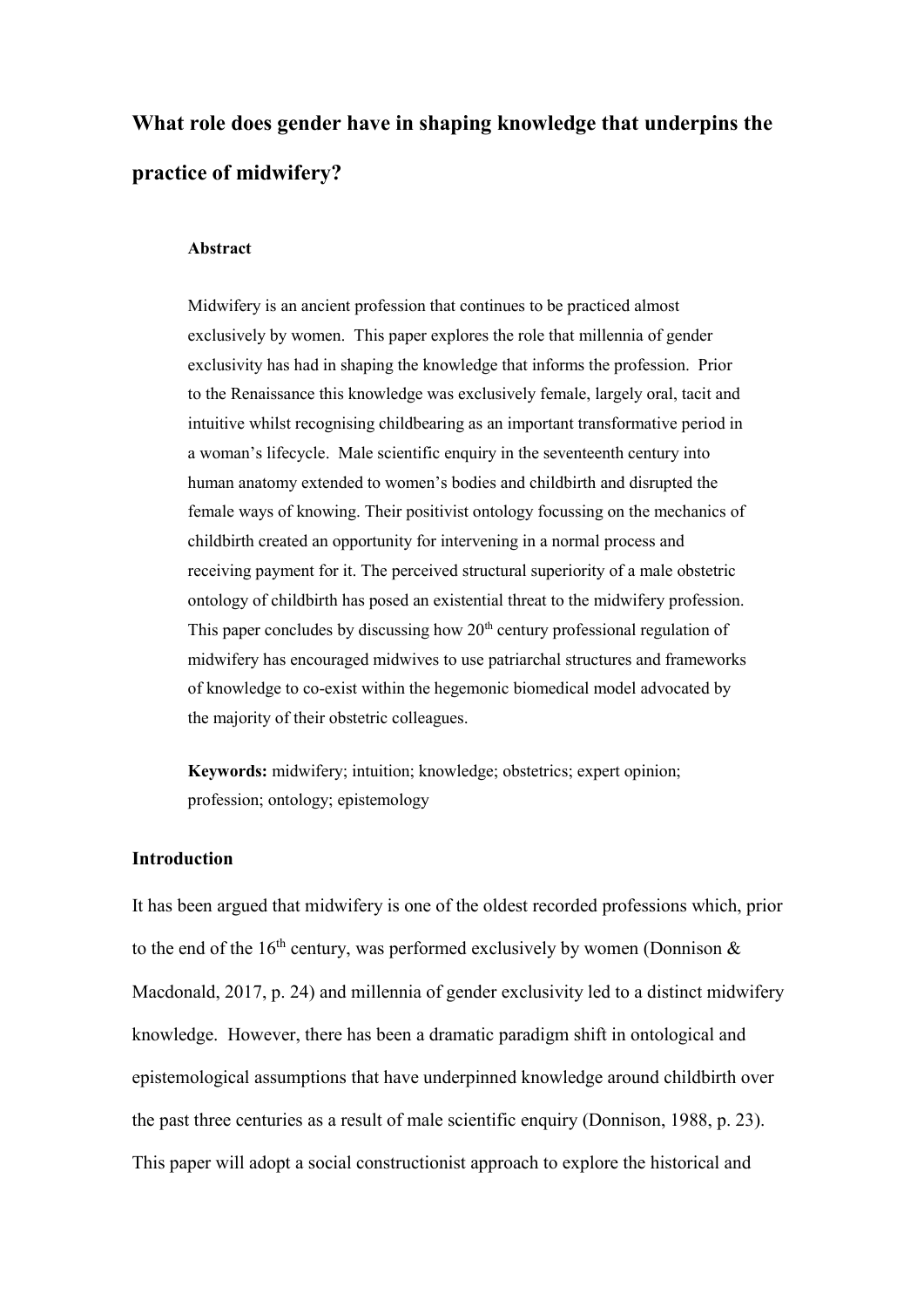# What role does gender have in shaping knowledge that underpins the practice of midwifery?

### Abstract

Midwifery is an ancient profession that continues to be practiced almost exclusively by women. This paper explores the role that millennia of gender exclusivity has had in shaping the knowledge that informs the profession. Prior to the Renaissance this knowledge was exclusively female, largely oral, tacit and intuitive whilst recognising childbearing as an important transformative period in a woman's lifecycle. Male scientific enquiry in the seventeenth century into human anatomy extended to women's bodies and childbirth and disrupted the female ways of knowing. Their positivist ontology focussing on the mechanics of childbirth created an opportunity for intervening in a normal process and receiving payment for it. The perceived structural superiority of a male obstetric ontology of childbirth has posed an existential threat to the midwifery profession. This paper concludes by discussing how 20th century professional regulation of midwifery has encouraged midwives to use patriarchal structures and frameworks of knowledge to co-exist within the hegemonic biomedical model advocated by the majority of their obstetric colleagues.

**Keywords:** midwifery; intuition; knowledge; obstetrics; expert opinion; profession; ontology; epistemology

### Introduction

It has been argued that midwifery is one of the oldest recorded professions which, prior to the end of the 16th century, was performed exclusively by women (Donnison & Macdonald, 2017, p. 24) and millennia of gender exclusivity led to a distinct midwifery knowledge. However, there has been a dramatic paradigm shift in ontological and epistemological assumptions that have underpinned knowledge around childbirth over the past three centuries as a result of male scientific enquiry (Donnison, 1988, p. 23). This paper will adopt a social constructionist approach to explore the historical and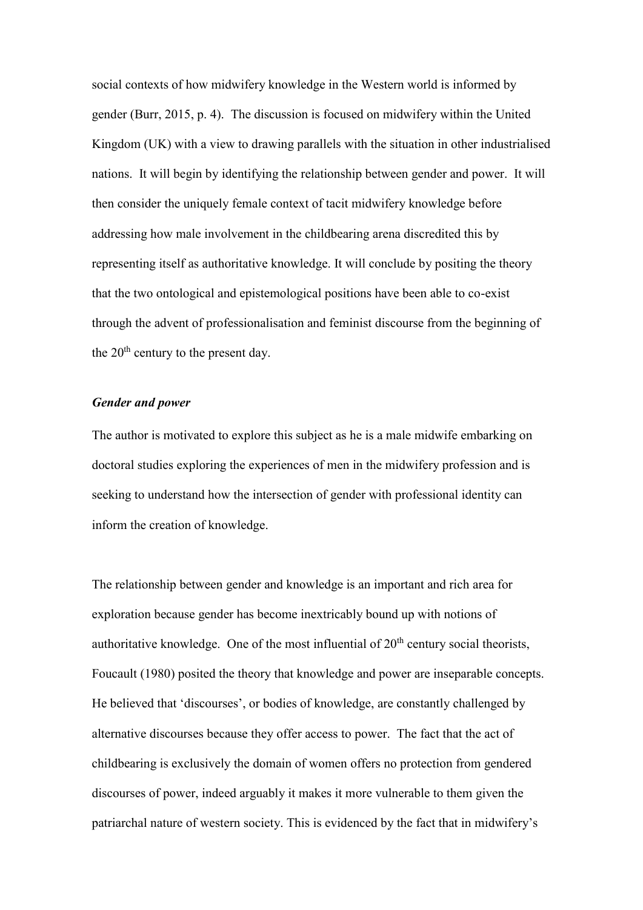social contexts of how midwifery knowledge in the Western world is informed by gender (Burr, 2015, p. 4). The discussion is focused on midwifery within the United Kingdom (UK) with a view to drawing parallels with the situation in other industrialised nations. It will begin by identifying the relationship between gender and power. It will then consider the uniquely female context of tacit midwifery knowledge before addressing how male involvement in the childbearing arena discredited this by representing itself as authoritative knowledge. It will conclude by positing the theory that the two ontological and epistemological positions have been able to co-exist through the advent of professionalisation and feminist discourse from the beginning of the 20th century to the present day.

***Gender and power***

The author is motivated to explore this subject as he is a male midwife embarking on doctoral studies exploring the experiences of men in the midwifery profession and is seeking to understand how the intersection of gender with professional identity can inform the creation of knowledge.

The relationship between gender and knowledge is an important and rich area for exploration because gender has become inextricably bound up with notions of authoritative knowledge. One of the most influential of 20th century social theorists, Foucault (1980) posited the theory that knowledge and power are inseparable concepts. He believed that 'discourses', or bodies of knowledge, are constantly challenged by alternative discourses because they offer access to power. The fact that the act of childbearing is exclusively the domain of women offers no protection from gendered discourses of power, indeed arguably it makes it more vulnerable to them given the patriarchal nature of western society. This is evidenced by the fact that in midwifery's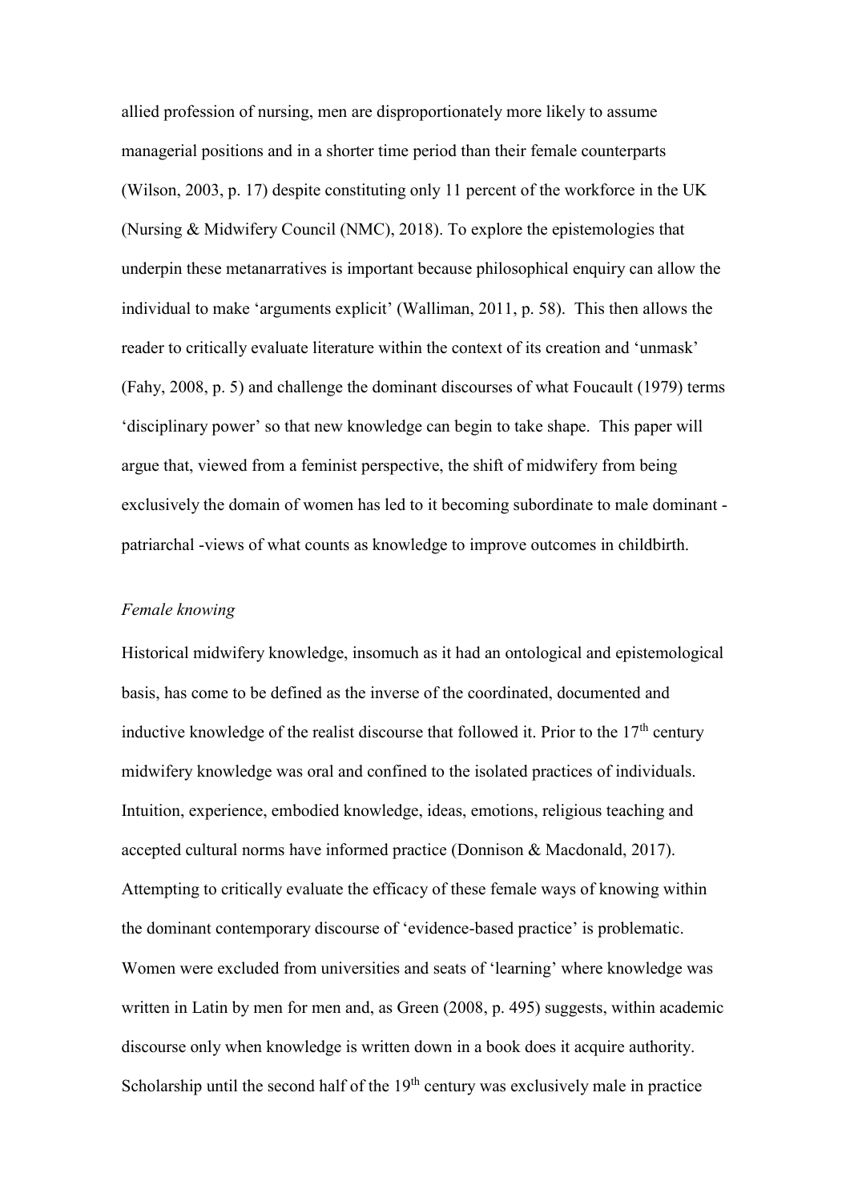allied profession of nursing, men are disproportionately more likely to assume managerial positions and in a shorter time period than their female counterparts (Wilson, 2003, p. 17) despite constituting only 11 percent of the workforce in the UK (Nursing & Midwifery Council (NMC), 2018). To explore the epistemologies that underpin these metanarratives is important because philosophical enquiry can allow the individual to make 'arguments explicit' (Walliman, 2011, p. 58). This then allows the reader to critically evaluate literature within the context of its creation and 'unmask' (Fahy, 2008, p. 5) and challenge the dominant discourses of what Foucault (1979) terms 'disciplinary power' so that new knowledge can begin to take shape. This paper will argue that, viewed from a feminist perspective, the shift of midwifery from being exclusively the domain of women has led to it becoming subordinate to male dominant - patriarchal -views of what counts as knowledge to improve outcomes in childbirth.

*Female knowing*

Historical midwifery knowledge, insomuch as it had an ontological and epistemological basis, has come to be defined as the inverse of the coordinated, documented and inductive knowledge of the realist discourse that followed it. Prior to the 17th century midwifery knowledge was oral and confined to the isolated practices of individuals. Intuition, experience, embodied knowledge, ideas, emotions, religious teaching and accepted cultural norms have informed practice (Donnison & Macdonald, 2017). Attempting to critically evaluate the efficacy of these female ways of knowing within the dominant contemporary discourse of 'evidence-based practice' is problematic. Women were excluded from universities and seats of 'learning' where knowledge was written in Latin by men for men and, as Green (2008, p. 495) suggests, within academic discourse only when knowledge is written down in a book does it acquire authority. Scholarship until the second half of the 19th century was exclusively male in practice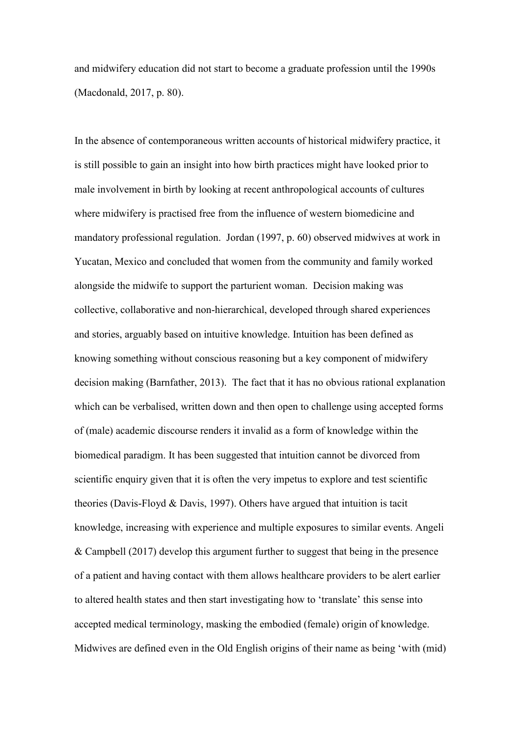and midwifery education did not start to become a graduate profession until the 1990s (Macdonald, 2017, p. 80).

In the absence of contemporaneous written accounts of historical midwifery practice, it is still possible to gain an insight into how birth practices might have looked prior to male involvement in birth by looking at recent anthropological accounts of cultures where midwifery is practised free from the influence of western biomedicine and mandatory professional regulation. Jordan (1997, p. 60) observed midwives at work in Yucatan, Mexico and concluded that women from the community and family worked alongside the midwife to support the parturient woman. Decision making was collective, collaborative and non-hierarchical, developed through shared experiences and stories, arguably based on intuitive knowledge. Intuition has been defined as knowing something without conscious reasoning but a key component of midwifery decision making (Barnfather, 2013). The fact that it has no obvious rational explanation which can be verbalised, written down and then open to challenge using accepted forms of (male) academic discourse renders it invalid as a form of knowledge within the biomedical paradigm. It has been suggested that intuition cannot be divorced from scientific enquiry given that it is often the very impetus to explore and test scientific theories (Davis-Floyd & Davis, 1997). Others have argued that intuition is tacit knowledge, increasing with experience and multiple exposures to similar events. Angeli & Campbell (2017) develop this argument further to suggest that being in the presence of a patient and having contact with them allows healthcare providers to be alert earlier to altered health states and then start investigating how to 'translate' this sense into accepted medical terminology, masking the embodied (female) origin of knowledge. Midwives are defined even in the Old English origins of their name as being 'with (mid)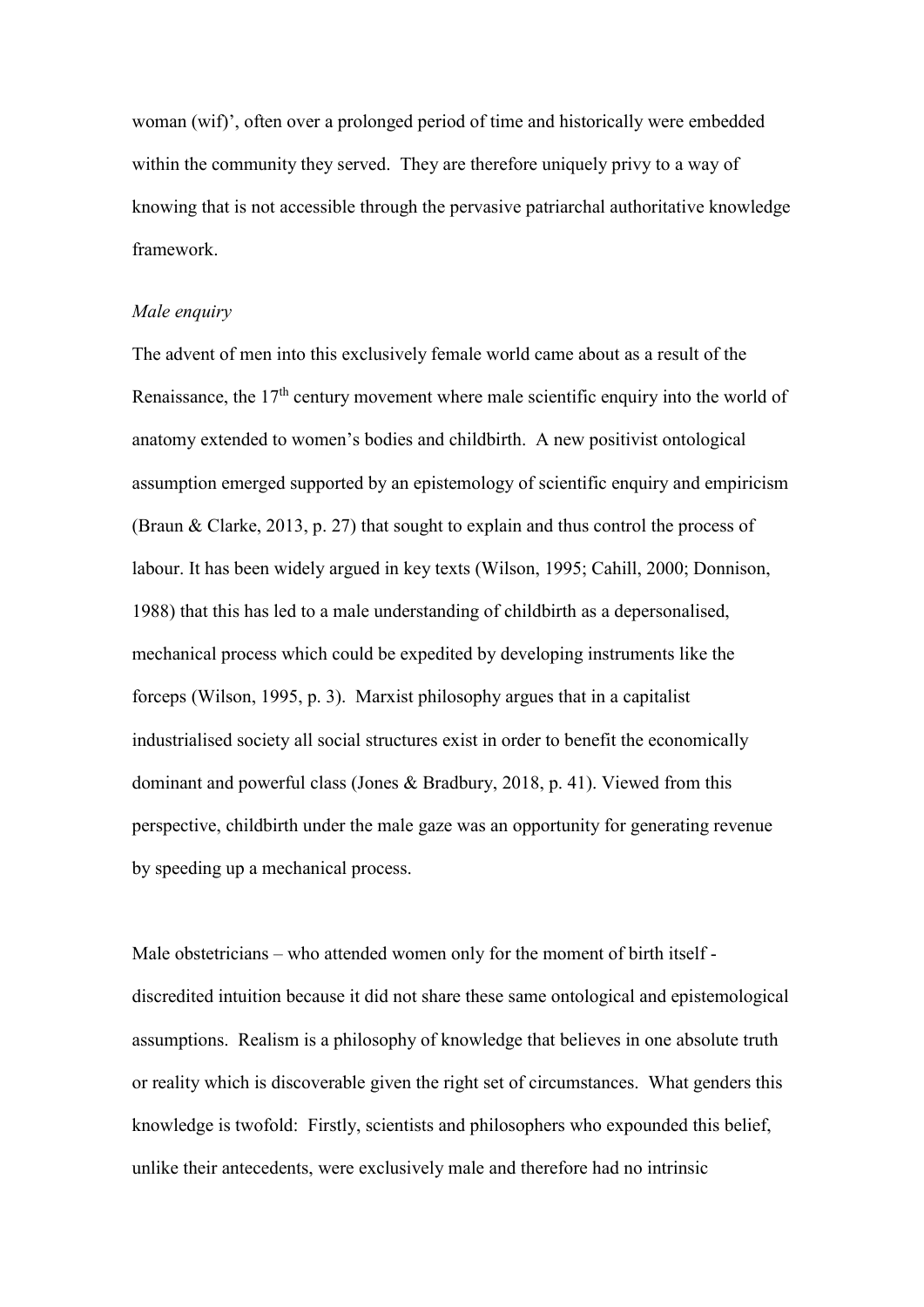woman (wif)', often over a prolonged period of time and historically were embedded within the community they served. They are therefore uniquely privy to a way of knowing that is not accessible through the pervasive patriarchal authoritative knowledge framework.

*Male enquiry*

The advent of men into this exclusively female world came about as a result of the Renaissance, the 17th century movement where male scientific enquiry into the world of anatomy extended to women's bodies and childbirth. A new positivist ontological assumption emerged supported by an epistemology of scientific enquiry and empiricism (Braun & Clarke, 2013, p. 27) that sought to explain and thus control the process of labour. It has been widely argued in key texts (Wilson, 1995; Cahill, 2000; Donnison, 1988) that this has led to a male understanding of childbirth as a depersonalised, mechanical process which could be expedited by developing instruments like the forceps (Wilson, 1995, p. 3). Marxist philosophy argues that in a capitalist industrialised society all social structures exist in order to benefit the economically dominant and powerful class (Jones & Bradbury, 2018, p. 41). Viewed from this perspective, childbirth under the male gaze was an opportunity for generating revenue by speeding up a mechanical process.

Male obstetricians – who attended women only for the moment of birth itself - discredited intuition because it did not share these same ontological and epistemological assumptions. Realism is a philosophy of knowledge that believes in one absolute truth or reality which is discoverable given the right set of circumstances. What genders this knowledge is twofold: Firstly, scientists and philosophers who expounded this belief, unlike their antecedents, were exclusively male and therefore had no intrinsic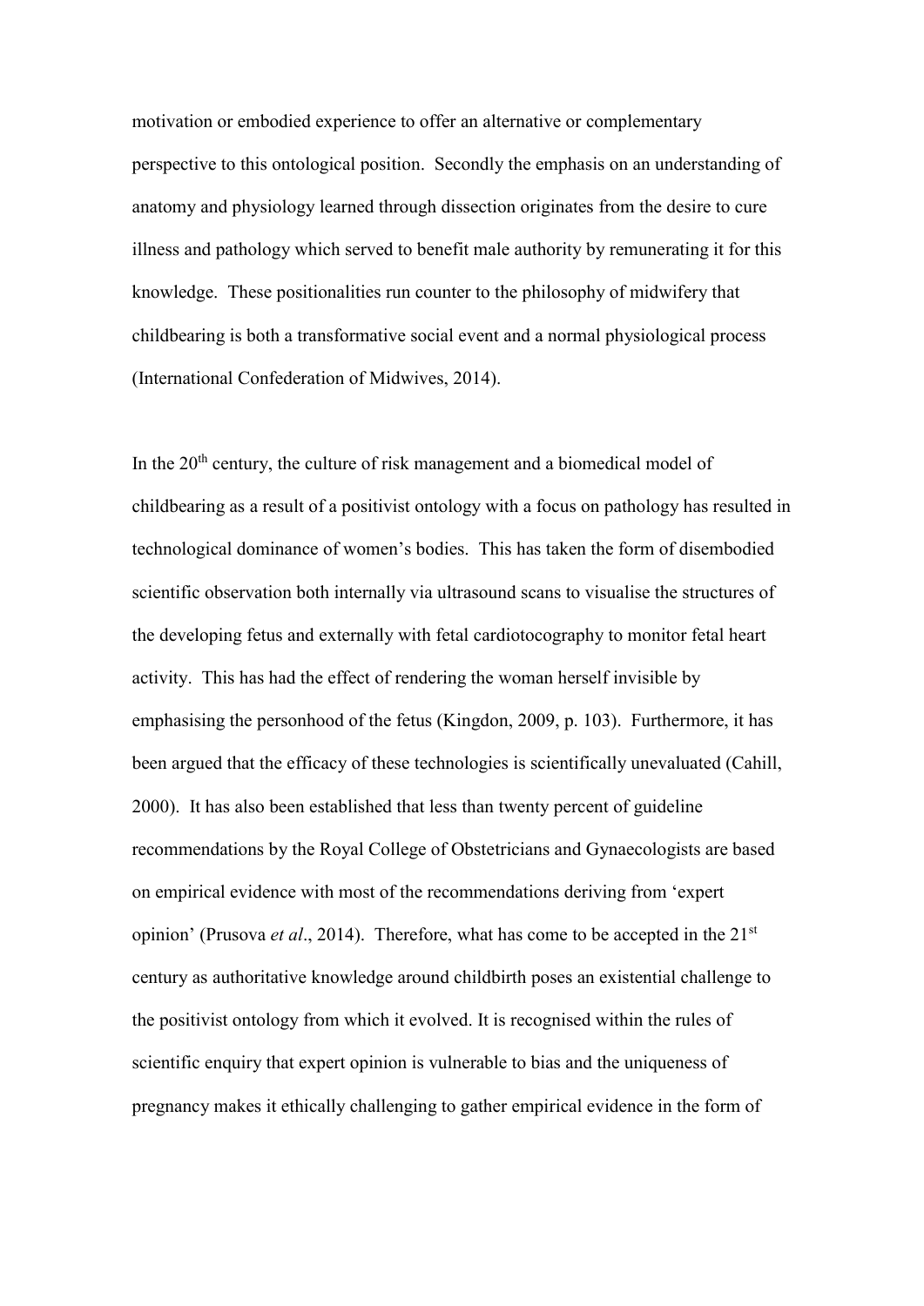motivation or embodied experience to offer an alternative or complementary perspective to this ontological position. Secondly the emphasis on an understanding of anatomy and physiology learned through dissection originates from the desire to cure illness and pathology which served to benefit male authority by remunerating it for this knowledge. These positionalities run counter to the philosophy of midwifery that childbearing is both a transformative social event and a normal physiological process (International Confederation of Midwives, 2014).

In the 20th century, the culture of risk management and a biomedical model of childbearing as a result of a positivist ontology with a focus on pathology has resulted in technological dominance of women's bodies. This has taken the form of disembodied scientific observation both internally via ultrasound scans to visualise the structures of the developing fetus and externally with fetal cardiotocography to monitor fetal heart activity. This has had the effect of rendering the woman herself invisible by emphasising the personhood of the fetus (Kingdon, 2009, p. 103). Furthermore, it has been argued that the efficacy of these technologies is scientifically unevaluated (Cahill, 2000). It has also been established that less than twenty percent of guideline recommendations by the Royal College of Obstetricians and Gynaecologists are based on empirical evidence with most of the recommendations deriving from 'expert opinion' (Prusova *et al*., 2014). Therefore, what has come to be accepted in the 21st century as authoritative knowledge around childbirth poses an existential challenge to the positivist ontology from which it evolved. It is recognised within the rules of scientific enquiry that expert opinion is vulnerable to bias and the uniqueness of pregnancy makes it ethically challenging to gather empirical evidence in the form of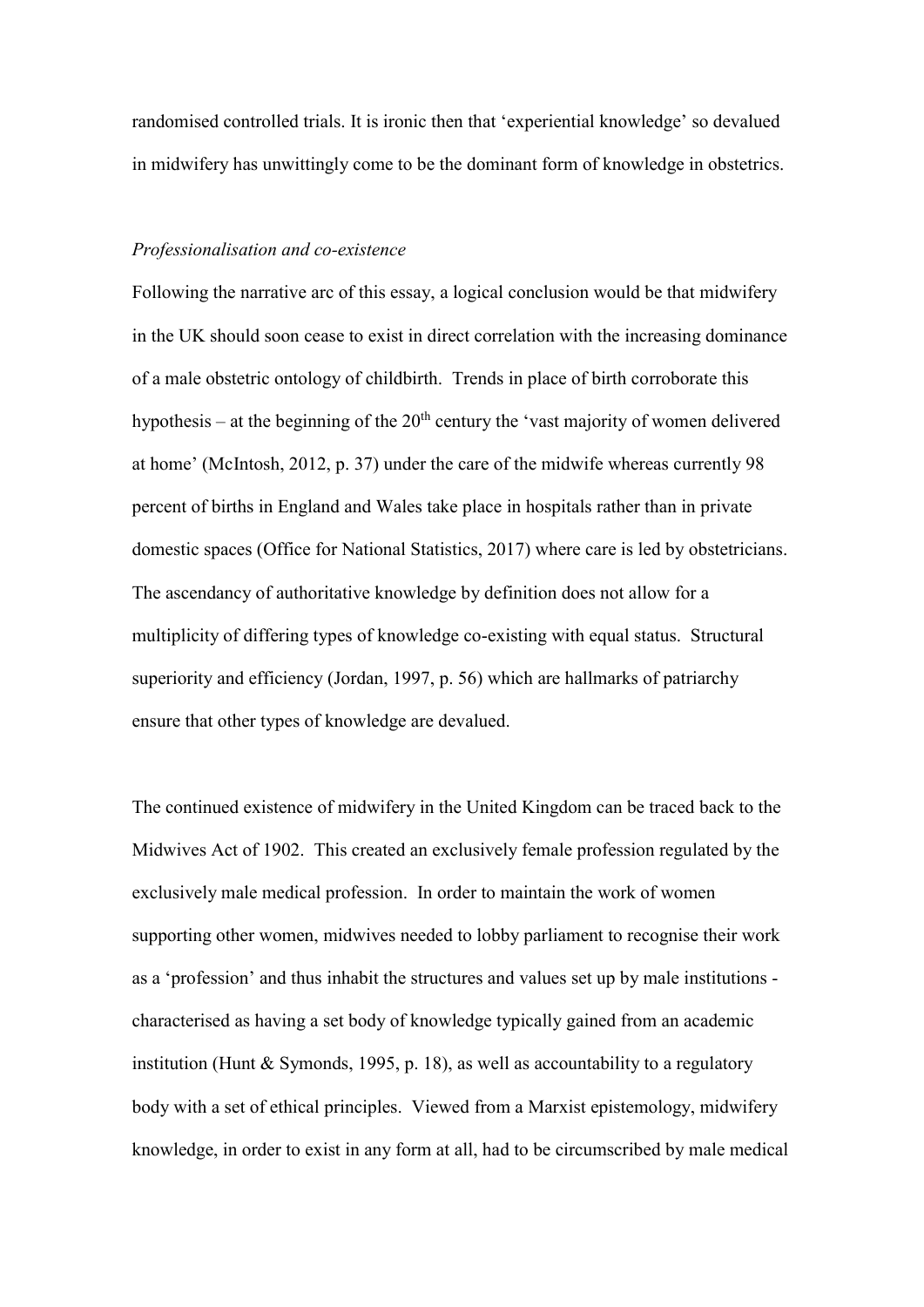randomised controlled trials. It is ironic then that 'experiential knowledge' so devalued in midwifery has unwittingly come to be the dominant form of knowledge in obstetrics.

*Professionalisation and co-existence*

Following the narrative arc of this essay, a logical conclusion would be that midwifery in the UK should soon cease to exist in direct correlation with the increasing dominance of a male obstetric ontology of childbirth. Trends in place of birth corroborate this hypothesis – at the beginning of the 20th century the 'vast majority of women delivered at home' (McIntosh, 2012, p. 37) under the care of the midwife whereas currently 98 percent of births in England and Wales take place in hospitals rather than in private domestic spaces (Office for National Statistics, 2017) where care is led by obstetricians. The ascendancy of authoritative knowledge by definition does not allow for a multiplicity of differing types of knowledge co-existing with equal status. Structural superiority and efficiency (Jordan, 1997, p. 56) which are hallmarks of patriarchy ensure that other types of knowledge are devalued.

The continued existence of midwifery in the United Kingdom can be traced back to the Midwives Act of 1902. This created an exclusively female profession regulated by the exclusively male medical profession. In order to maintain the work of women supporting other women, midwives needed to lobby parliament to recognise their work as a 'profession' and thus inhabit the structures and values set up by male institutions - characterised as having a set body of knowledge typically gained from an academic institution (Hunt & Symonds, 1995, p. 18), as well as accountability to a regulatory body with a set of ethical principles. Viewed from a Marxist epistemology, midwifery knowledge, in order to exist in any form at all, had to be circumscribed by male medical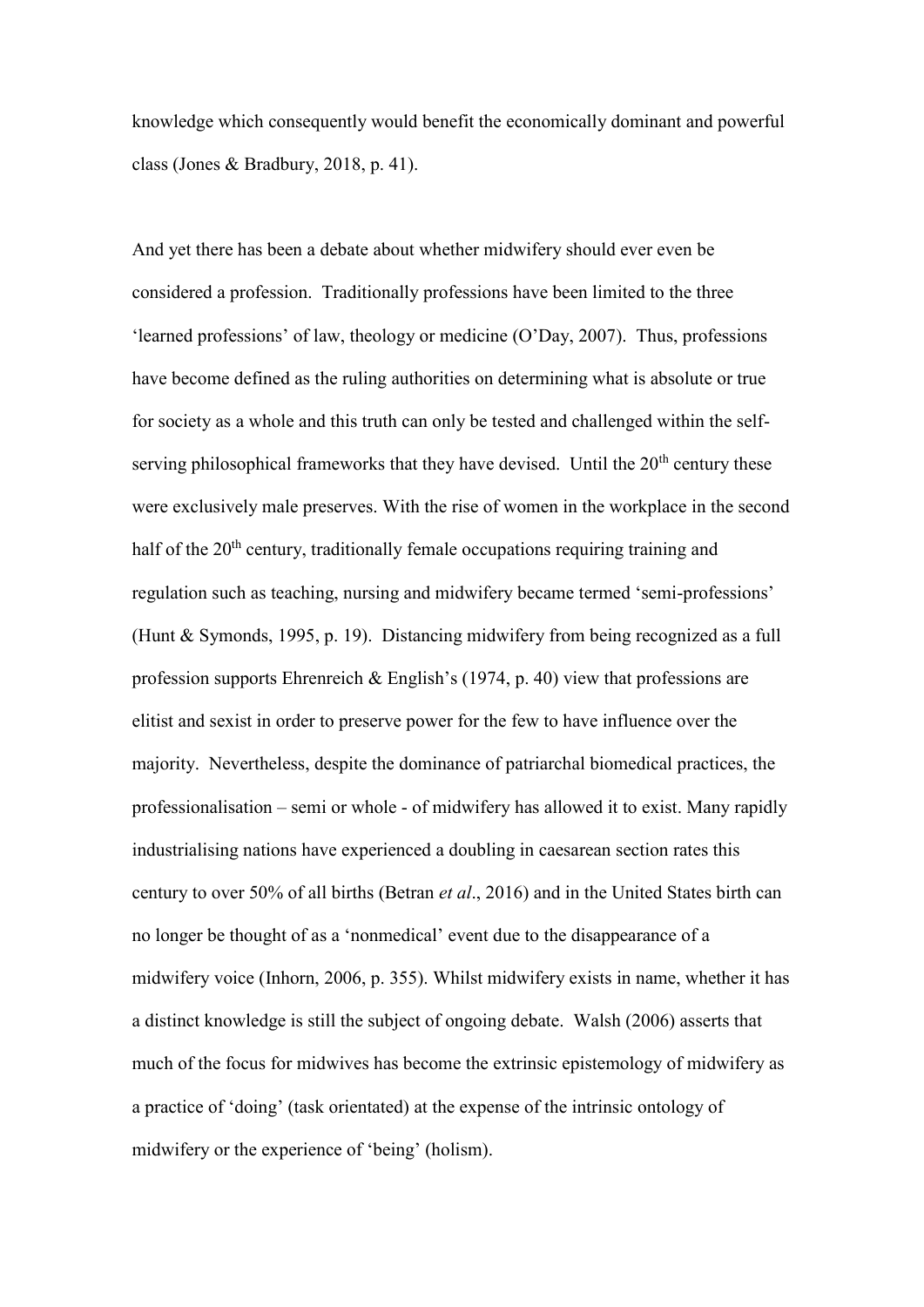knowledge which consequently would benefit the economically dominant and powerful class (Jones & Bradbury, 2018, p. 41).

And yet there has been a debate about whether midwifery should ever even be considered a profession. Traditionally professions have been limited to the three 'learned professions' of law, theology or medicine (O'Day, 2007). Thus, professions have become defined as the ruling authorities on determining what is absolute or true for society as a whole and this truth can only be tested and challenged within the self-serving philosophical frameworks that they have devised. Until the 20th century these were exclusively male preserves. With the rise of women in the workplace in the second half of the 20th century, traditionally female occupations requiring training and regulation such as teaching, nursing and midwifery became termed 'semi-professions' (Hunt & Symonds, 1995, p. 19). Distancing midwifery from being recognized as a full profession supports Ehrenreich & English's (1974, p. 40) view that professions are elitist and sexist in order to preserve power for the few to have influence over the majority. Nevertheless, despite the dominance of patriarchal biomedical practices, the professionalisation – semi or whole - of midwifery has allowed it to exist. Many rapidly industrialising nations have experienced a doubling in caesarean section rates this century to over 50% of all births (Betran *et al*., 2016) and in the United States birth can no longer be thought of as a 'nonmedical' event due to the disappearance of a midwifery voice (Inhorn, 2006, p. 355). Whilst midwifery exists in name, whether it has a distinct knowledge is still the subject of ongoing debate. Walsh (2006) asserts that much of the focus for midwives has become the extrinsic epistemology of midwifery as a practice of 'doing' (task orientated) at the expense of the intrinsic ontology of midwifery or the experience of 'being' (holism).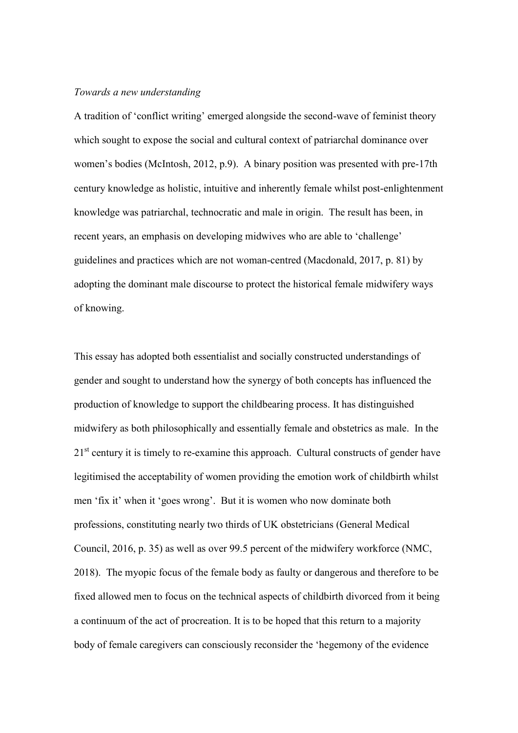*Towards a new understanding*

A tradition of 'conflict writing' emerged alongside the second-wave of feminist theory which sought to expose the social and cultural context of patriarchal dominance over women's bodies (McIntosh, 2012, p.9). A binary position was presented with pre-17th century knowledge as holistic, intuitive and inherently female whilst post-enlightenment knowledge was patriarchal, technocratic and male in origin. The result has been, in recent years, an emphasis on developing midwives who are able to 'challenge' guidelines and practices which are not woman-centred (Macdonald, 2017, p. 81) by adopting the dominant male discourse to protect the historical female midwifery ways of knowing.

This essay has adopted both essentialist and socially constructed understandings of gender and sought to understand how the synergy of both concepts has influenced the production of knowledge to support the childbearing process. It has distinguished midwifery as both philosophically and essentially female and obstetrics as male. In the 21st century it is timely to re-examine this approach. Cultural constructs of gender have legitimised the acceptability of women providing the emotion work of childbirth whilst men 'fix it' when it 'goes wrong'. But it is women who now dominate both professions, constituting nearly two thirds of UK obstetricians (General Medical Council, 2016, p. 35) as well as over 99.5 percent of the midwifery workforce (NMC, 2018). The myopic focus of the female body as faulty or dangerous and therefore to be fixed allowed men to focus on the technical aspects of childbirth divorced from it being a continuum of the act of procreation. It is to be hoped that this return to a majority body of female caregivers can consciously reconsider the 'hegemony of the evidence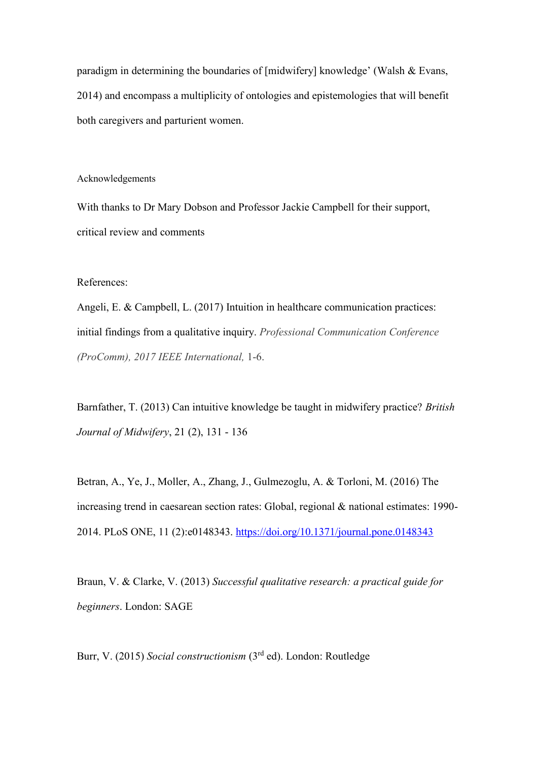paradigm in determining the boundaries of [midwifery] knowledge' (Walsh & Evans, 2014) and encompass a multiplicity of ontologies and epistemologies that will benefit both caregivers and parturient women.

## Acknowledgements

With thanks to Dr Mary Dobson and Professor Jackie Campbell for their support, critical review and comments

## References:

Angeli, E. & Campbell, L. (2017) Intuition in healthcare communication practices: initial findings from a qualitative inquiry. *Professional Communication Conference (ProComm), 2017 IEEE International,* 1-6.

Barnfather, T. (2013) Can intuitive knowledge be taught in midwifery practice? *British Journal of Midwifery*, 21 (2), 131 - 136

Betran, A., Ye, J., Moller, A., Zhang, J., Gulmezoglu, A. & Torloni, M. (2016) The increasing trend in caesarean section rates: Global, regional & national estimates: 1990-2014. PLoS ONE, 11 (2):e0148343. https://doi.org/10.1371/journal.pone.0148343

Braun, V. & Clarke, V. (2013) *Successful qualitative research: a practical guide for beginners*. London: SAGE

Burr, V. (2015) *Social constructionism* (3rd ed). London: Routledge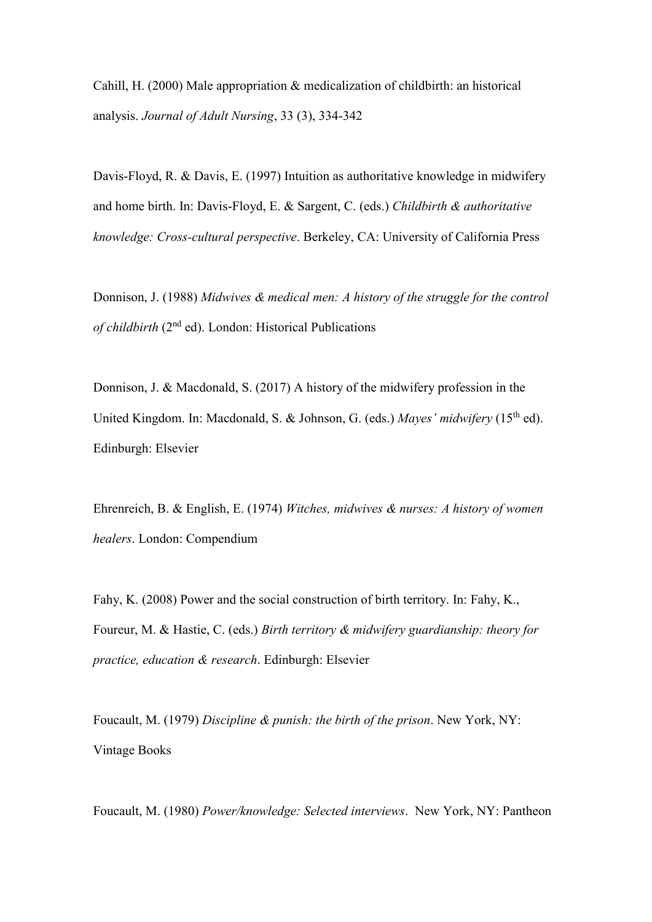Cahill, H. (2000) Male appropriation & medicalization of childbirth: an historical analysis. *Journal of Adult Nursing*, 33 (3), 334-342

Davis-Floyd, R. & Davis, E. (1997) Intuition as authoritative knowledge in midwifery and home birth. In: Davis-Floyd, E. & Sargent, C. (eds.) *Childbirth & authoritative knowledge: Cross-cultural perspective*. Berkeley, CA: University of California Press

Donnison, J. (1988) *Midwives & medical men: A history of the struggle for the control of childbirth* (2nd ed). London: Historical Publications

Donnison, J. & Macdonald, S. (2017) A history of the midwifery profession in the United Kingdom. In: Macdonald, S. & Johnson, G. (eds.) *Mayes' midwifery* (15th ed). Edinburgh: Elsevier

Ehrenreich, B. & English, E. (1974) *Witches, midwives & nurses: A history of women healers*. London: Compendium

Fahy, K. (2008) Power and the social construction of birth territory. In: Fahy, K., Foureur, M. & Hastie, C. (eds.) *Birth territory & midwifery guardianship: theory for practice, education & research*. Edinburgh: Elsevier

Foucault, M. (1979) *Discipline & punish: the birth of the prison*. New York, NY: Vintage Books

Foucault, M. (1980) *Power/knowledge: Selected interviews*. New York, NY: Pantheon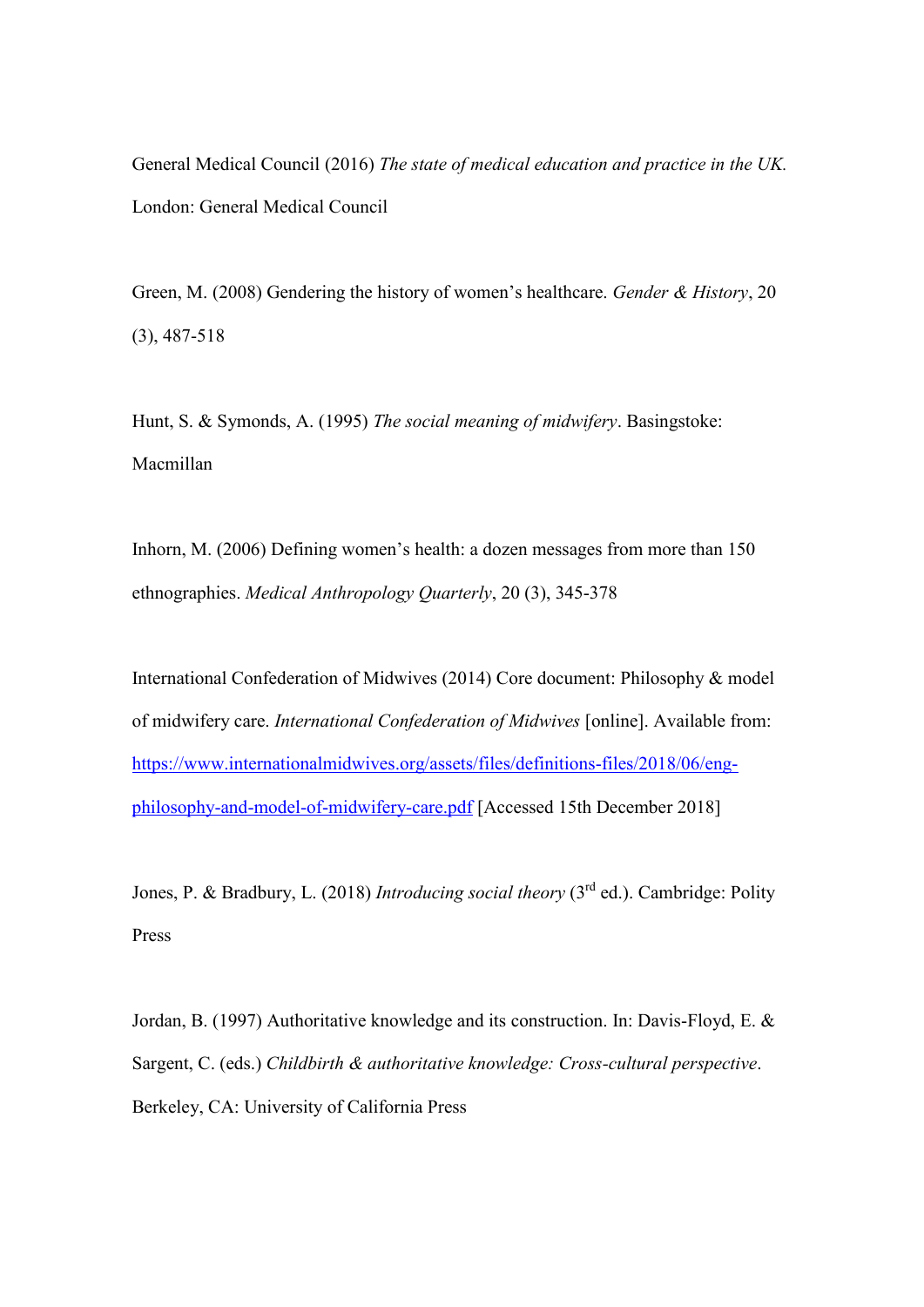General Medical Council (2016) *The state of medical education and practice in the UK.* London: General Medical Council

Green, M. (2008) Gendering the history of women's healthcare. *Gender & History*, 20 (3), 487-518

Hunt, S. & Symonds, A. (1995) *The social meaning of midwifery*. Basingstoke: Macmillan

Inhorn, M. (2006) Defining women's health: a dozen messages from more than 150 ethnographies. *Medical Anthropology Quarterly*, 20 (3), 345-378

International Confederation of Midwives (2014) Core document: Philosophy & model of midwifery care. *International Confederation of Midwives* [online]. Available from: https://www.internationalmidwives.org/assets/files/definitions-files/2018/06/eng-philosophy-and-model-of-midwifery-care.pdf [Accessed 15th December 2018]

Jones, P. & Bradbury, L. (2018) *Introducing social theory* (3rd ed.). Cambridge: Polity Press

Jordan, B. (1997) Authoritative knowledge and its construction. In: Davis-Floyd, E. & Sargent, C. (eds.) *Childbirth & authoritative knowledge: Cross-cultural perspective*. Berkeley, CA: University of California Press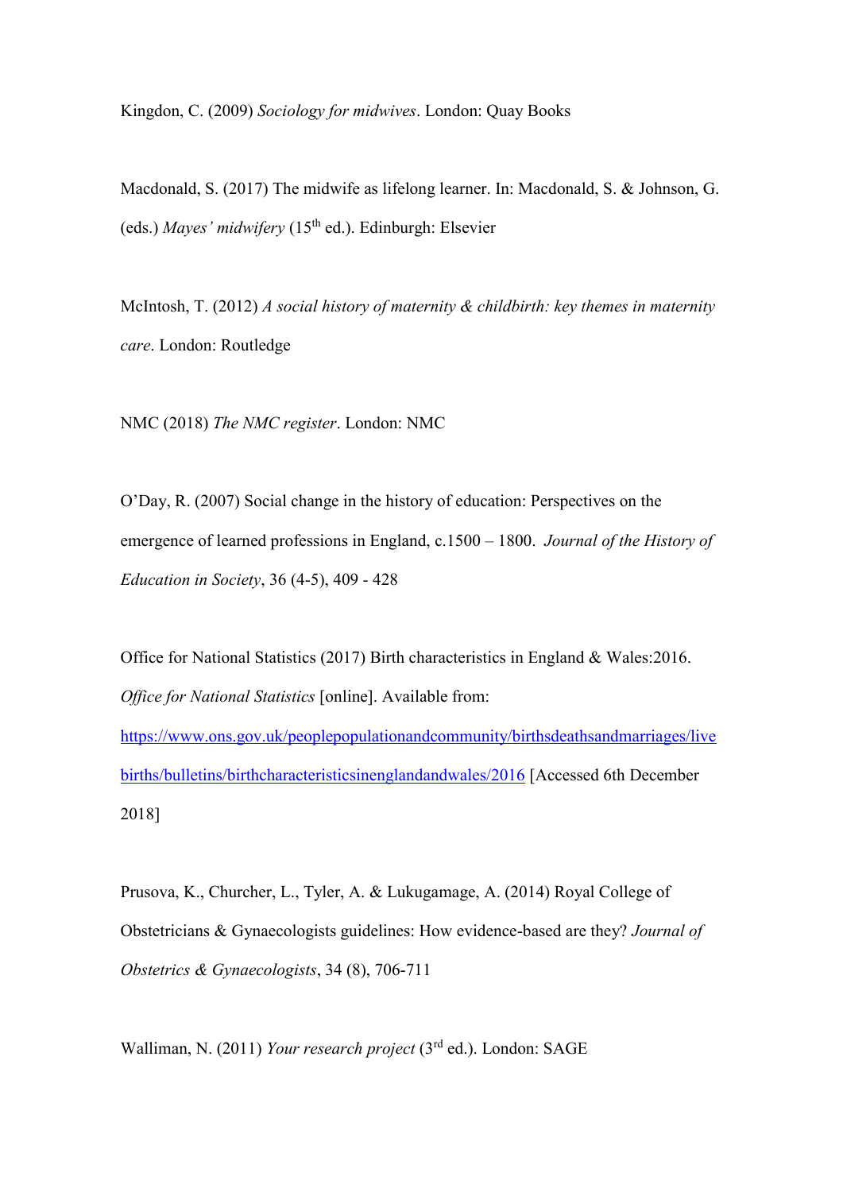Kingdon, C. (2009) *Sociology for midwives*. London: Quay Books

Macdonald, S. (2017) The midwife as lifelong learner. In: Macdonald, S. & Johnson, G. (eds.) *Mayes' midwifery* (15th ed.). Edinburgh: Elsevier

McIntosh, T. (2012) *A social history of maternity & childbirth: key themes in maternity care*. London: Routledge

NMC (2018) *The NMC register*. London: NMC

O'Day, R. (2007) Social change in the history of education: Perspectives on the emergence of learned professions in England, c.1500 – 1800. *Journal of the History of Education in Society*, 36 (4-5), 409 - 428

Office for National Statistics (2017) Birth characteristics in England & Wales:2016. *Office for National Statistics* [online]. Available from: [https://www.ons.gov.uk/peoplepopulationandcommunity/birthsdeathsandmarriages/livebirths/bulletins/birthcharacteristicsinenglandandwales/2016](https://www.ons.gov.uk/peoplepopulationandcommunity/birthsdeathsandmarriages/livebirths/bulletins/birthcharacteristicsinenglandandwales/2016) [Accessed 6th December 2018]

Prusova, K., Churcher, L., Tyler, A. & Lukugamage, A. (2014) Royal College of Obstetricians & Gynaecologists guidelines: How evidence-based are they? *Journal of Obstetrics & Gynaecologists*, 34 (8), 706-711

Walliman, N. (2011) *Your research project* (3rd ed.). London: SAGE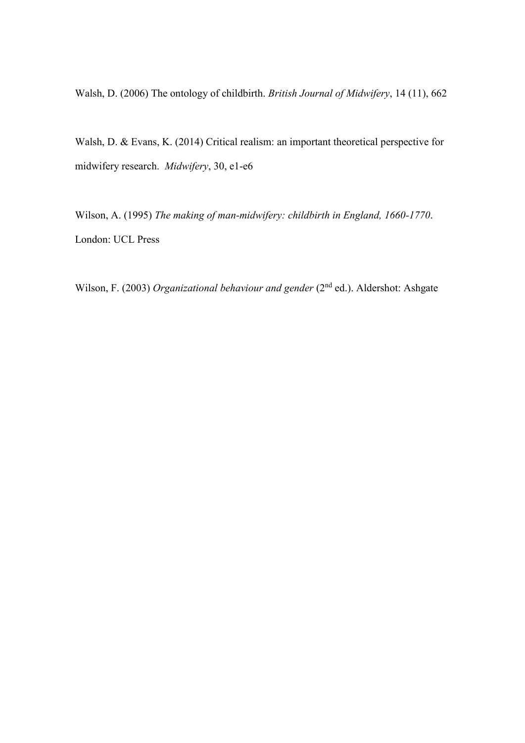Walsh, D. (2006) The ontology of childbirth. *British Journal of Midwifery*, 14 (11), 662

Walsh, D. & Evans, K. (2014) Critical realism: an important theoretical perspective for midwifery research. *Midwifery*, 30, e1-e6

Wilson, A. (1995) *The making of man-midwifery: childbirth in England, 1660-1770*. London: UCL Press

Wilson, F. (2003) *Organizational behaviour and gender* (2nd ed.). Aldershot: Ashgate